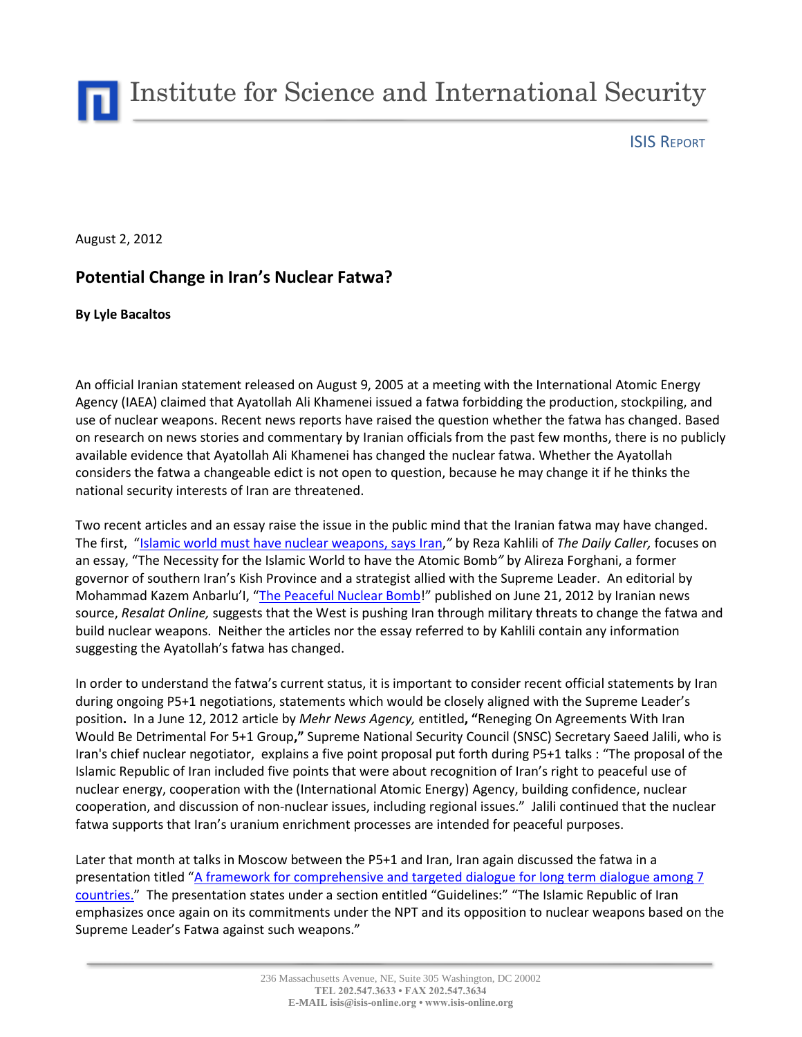# Institute for Science and International Security

ISIS REPORT

August 2, 2012

## Potential Change in Iran's Nuclear Fatwa?

**By Lyle Bacaltos**

An official Iranian statement released on August 9, 2005 at a meeting with the International Atomic Energy Agency (IAEA) claimed that Ayatollah Ali Khamenei issued a fatwa forbidding the production, stockpiling, and use of nuclear weapons. Recent news reports have raised the question whether the fatwa has changed. Based on research on news stories and commentary by Iranian officials from the past few months, there is no publicly available evidence that Ayatollah Ali Khamenei has changed the nuclear fatwa. Whether the Ayatollah considers the fatwa a changeable edict is not open to question, because he may change it if he thinks the national security interests of Iran are threatened.

Two recent articles and an essay raise the issue in the public mind that the Iranian fatwa may have changed. The first, "Islamic world must have nuclear weapons, says Iran," by Reza Kahlili of *The Daily Caller,* focuses on an essay, "The Necessity for the Islamic World to have the Atomic Bomb" by Alireza Forghani, a former governor of southern Iran's Kish Province and a strategist allied with the Supreme Leader. An editorial by Mohammad Kazem Anbarlu'I, "The Peaceful Nuclear Bomb!" published on June 21, 2012 by Iranian news source, *Resalat Online,* suggests that the West is pushing Iran through military threats to change the fatwa and build nuclear weapons. Neither the articles nor the essay referred to by Kahlili contain any information suggesting the Ayatollah's fatwa has changed.

In order to understand the fatwa's current status, it is important to consider recent official statements by Iran during ongoing P5+1 negotiations, statements which would be closely aligned with the Supreme Leader's position. In a June 12, 2012 article by *Mehr News Agency,* entitled, **"**Reneging On Agreements With Iran Would Be Detrimental For 5+1 Group,**"** Supreme National Security Council (SNSC) Secretary Saeed Jalili, who is Iran's chief nuclear negotiator, explains a five point proposal put forth during P5+1 talks : "The proposal of the Islamic Republic of Iran included five points that were about recognition of Iran's right to peaceful use of nuclear energy, cooperation with the (International Atomic Energy) Agency, building confidence, nuclear cooperation, and discussion of non-nuclear issues, including regional issues." Jalili continued that the nuclear fatwa supports that Iran's uranium enrichment processes are intended for peaceful purposes.

Later that month at talks in Moscow between the P5+1 and Iran, Iran again discussed the fatwa in a presentation titled "A framework for comprehensive and targeted dialogue for long term dialogue among 7 countries." The presentation states under a section entitled "Guidelines:" "The Islamic Republic of Iran emphasizes once again on its commitments under the NPT and its opposition to nuclear weapons based on the Supreme Leader's Fatwa against such weapons."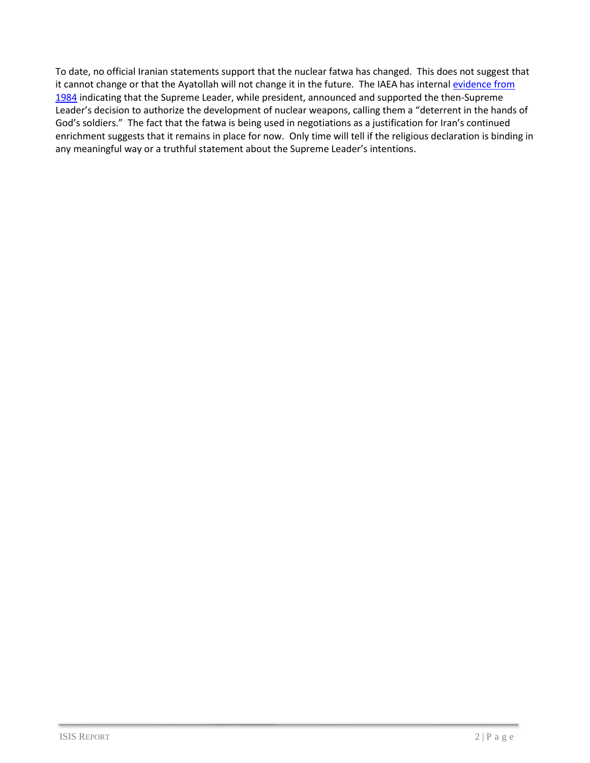To date, no official Iranian statements support that the nuclear fatwa has changed. This does not suggest that it cannot change or that the Ayatollah will not change it in the future. The IAEA has internal evidence from 1984 indicating that the Supreme Leader, while president, announced and supported the then-Supreme Leader's decision to authorize the development of nuclear weapons, calling them a "deterrent in the hands of God's soldiers." The fact that the fatwa is being used in negotiations as a justification for Iran's continued enrichment suggests that it remains in place for now. Only time will tell if the religious declaration is binding in any meaningful way or a truthful statement about the Supreme Leader's intentions.